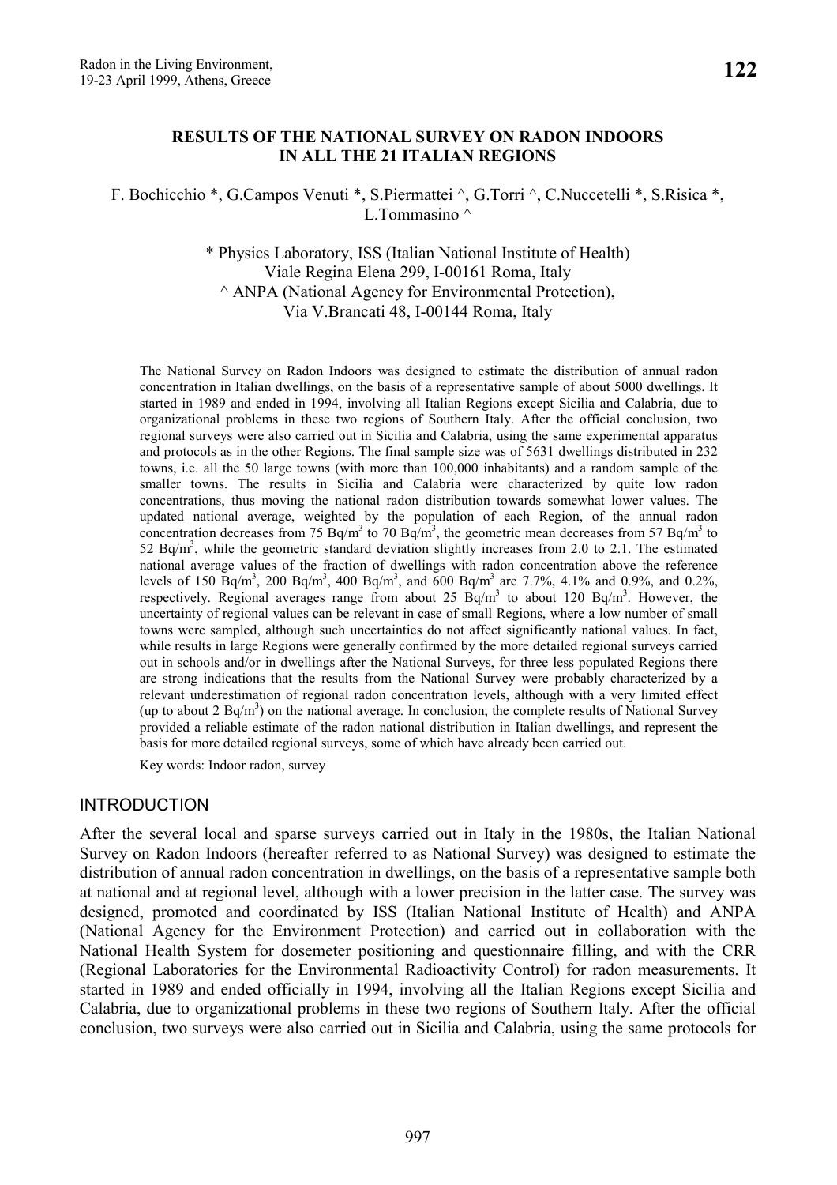# RESULTS OF THE NATIONAL SURVEY ON RADON INDOORS IN ALL THE 21 ITALIAN REGIONS

F. Bochicchio *, G.Campos Venuti *, S.Piermattei ^, G.Torri ^, C.Nuccetelli *, S.Risica *, L.Tommasino ^

\* Physics Laboratory, ISS (Italian National Institute of Health)
Viale Regina Elena 299, I-00161 Roma, Italy
^ ANPA (National Agency for Environmental Protection),
Via V.Brancati 48, I-00144 Roma, Italy

The National Survey on Radon Indoors was designed to estimate the distribution of annual radon concentration in Italian dwellings, on the basis of a representative sample of about 5000 dwellings. It started in 1989 and ended in 1994, involving all Italian Regions except Sicilia and Calabria, due to organizational problems in these two regions of Southern Italy. After the official conclusion, two regional surveys were also carried out in Sicilia and Calabria, using the same experimental apparatus and protocols as in the other Regions. The final sample size was of 5631 dwellings distributed in 232 towns, i.e. all the 50 large towns (with more than 100,000 inhabitants) and a random sample of the smaller towns. The results in Sicilia and Calabria were characterized by quite low radon concentrations, thus moving the national radon distribution towards somewhat lower values. The updated national average, weighted by the population of each Region, of the annual radon concentration decreases from 75 Bq/m$^3$ to 70 Bq/m$^3$, the geometric mean decreases from 57 Bq/m$^3$ to 52 Bq/m$^3$, while the geometric standard deviation slightly increases from 2.0 to 2.1. The estimated national average values of the fraction of dwellings with radon concentration above the reference levels of 150 Bq/m$^3$, 200 Bq/m$^3$, 400 Bq/m$^3$, and 600 Bq/m$^3$ are 7.7%, 4.1% and 0.9%, and 0.2%, respectively. Regional averages range from about 25 Bq/m$^3$ to about 120 Bq/m$^3$. However, the uncertainty of regional values can be relevant in case of small Regions, where a low number of small towns were sampled, although such uncertainties do not affect significantly national values. In fact, while results in large Regions were generally confirmed by the more detailed regional surveys carried out in schools and/or in dwellings after the National Surveys, for three less populated Regions there are strong indications that the results from the National Survey were probably characterized by a relevant underestimation of regional radon concentration levels, although with a very limited effect (up to about 2 Bq/m$^3$) on the national average. In conclusion, the complete results of National Survey provided a reliable estimate of the radon national distribution in Italian dwellings, and represent the basis for more detailed regional surveys, some of which have already been carried out.

Key words: Indoor radon, survey

## INTRODUCTION

After the several local and sparse surveys carried out in Italy in the 1980s, the Italian National Survey on Radon Indoors (hereafter referred to as National Survey) was designed to estimate the distribution of annual radon concentration in dwellings, on the basis of a representative sample both at national and at regional level, although with a lower precision in the latter case. The survey was designed, promoted and coordinated by ISS (Italian National Institute of Health) and ANPA (National Agency for the Environment Protection) and carried out in collaboration with the National Health System for dosemeter positioning and questionnaire filling, and with the CRR (Regional Laboratories for the Environmental Radioactivity Control) for radon measurements. It started in 1989 and ended officially in 1994, involving all the Italian Regions except Sicilia and Calabria, due to organizational problems in these two regions of Southern Italy. After the official conclusion, two surveys were also carried out in Sicilia and Calabria, using the same protocols for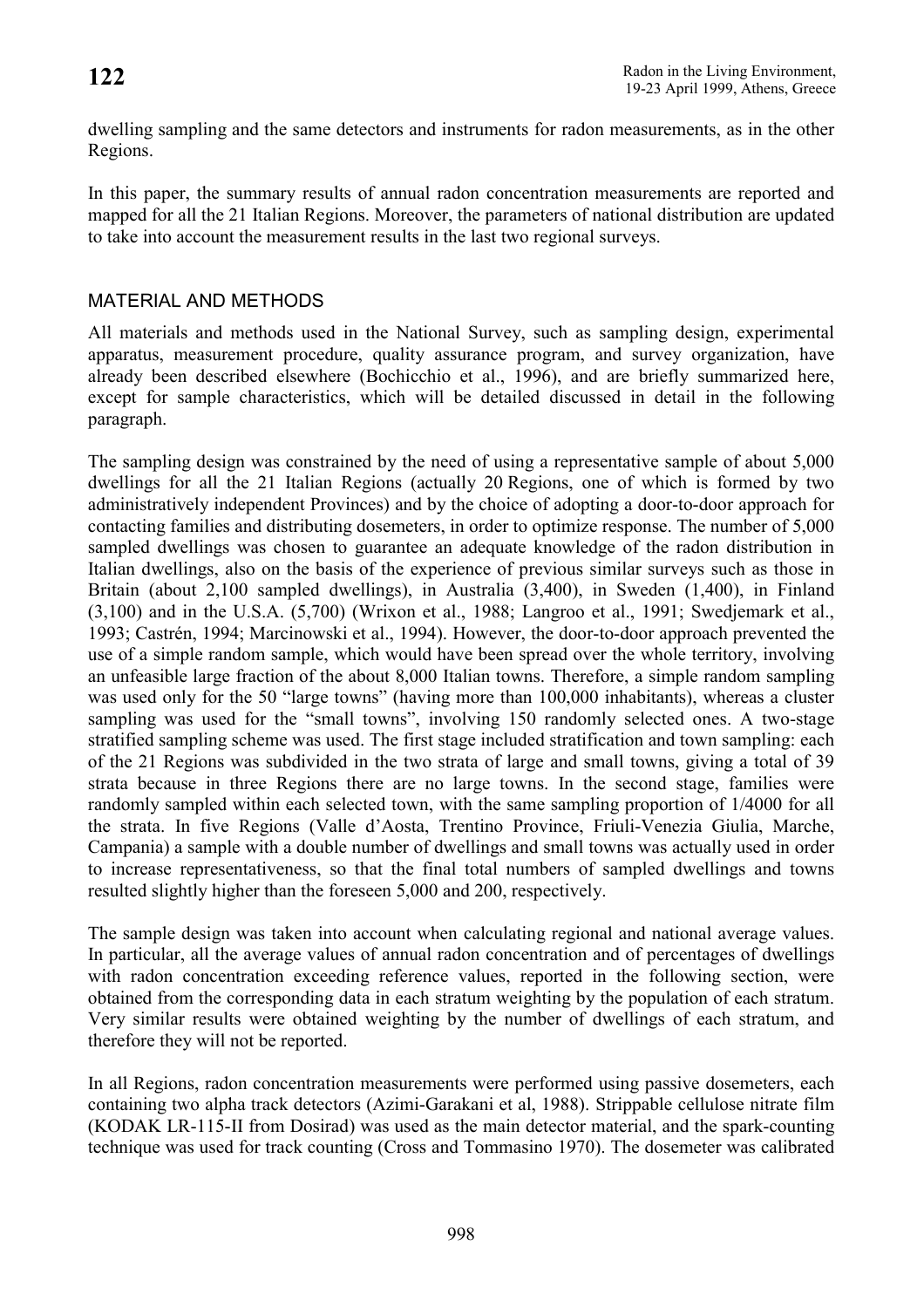dwelling sampling and the same detectors and instruments for radon measurements, as in the other Regions.

In this paper, the summary results of annual radon concentration measurements are reported and mapped for all the 21 Italian Regions. Moreover, the parameters of national distribution are updated to take into account the measurement results in the last two regional surveys.

## MATERIAL AND METHODS

All materials and methods used in the National Survey, such as sampling design, experimental apparatus, measurement procedure, quality assurance program, and survey organization, have already been described elsewhere (Bochicchio et al., 1996), and are briefly summarized here, except for sample characteristics, which will be detailed discussed in detail in the following paragraph.

The sampling design was constrained by the need of using a representative sample of about 5,000 dwellings for all the 21 Italian Regions (actually 20 Regions, one of which is formed by two administratively independent Provinces) and by the choice of adopting a door-to-door approach for contacting families and distributing dosemeters, in order to optimize response. The number of 5,000 sampled dwellings was chosen to guarantee an adequate knowledge of the radon distribution in Italian dwellings, also on the basis of the experience of previous similar surveys such as those in Britain (about 2,100 sampled dwellings), in Australia (3,400), in Sweden (1,400), in Finland (3,100) and in the U.S.A. (5,700) (Wrixon et al., 1988; Langroo et al., 1991; Swedjemark et al., 1993; Castrén, 1994; Marcinowski et al., 1994). However, the door-to-door approach prevented the use of a simple random sample, which would have been spread over the whole territory, involving an unfeasible large fraction of the about 8,000 Italian towns. Therefore, a simple random sampling was used only for the 50 "large towns" (having more than 100,000 inhabitants), whereas a cluster sampling was used for the "small towns", involving 150 randomly selected ones. A two-stage stratified sampling scheme was used. The first stage included stratification and town sampling: each of the 21 Regions was subdivided in the two strata of large and small towns, giving a total of 39 strata because in three Regions there are no large towns. In the second stage, families were randomly sampled within each selected town, with the same sampling proportion of 1/4000 for all the strata. In five Regions (Valle d'Aosta, Trentino Province, Friuli-Venezia Giulia, Marche, Campania) a sample with a double number of dwellings and small towns was actually used in order to increase representativeness, so that the final total numbers of sampled dwellings and towns resulted slightly higher than the foreseen 5,000 and 200, respectively.

The sample design was taken into account when calculating regional and national average values. In particular, all the average values of annual radon concentration and of percentages of dwellings with radon concentration exceeding reference values, reported in the following section, were obtained from the corresponding data in each stratum weighting by the population of each stratum. Very similar results were obtained weighting by the number of dwellings of each stratum, and therefore they will not be reported.

In all Regions, radon concentration measurements were performed using passive dosemeters, each containing two alpha track detectors (Azimi-Garakani et al, 1988). Strippable cellulose nitrate film (KODAK LR-115-II from Dosirad) was used as the main detector material, and the spark-counting technique was used for track counting (Cross and Tommasino 1970). The dosemeter was calibrated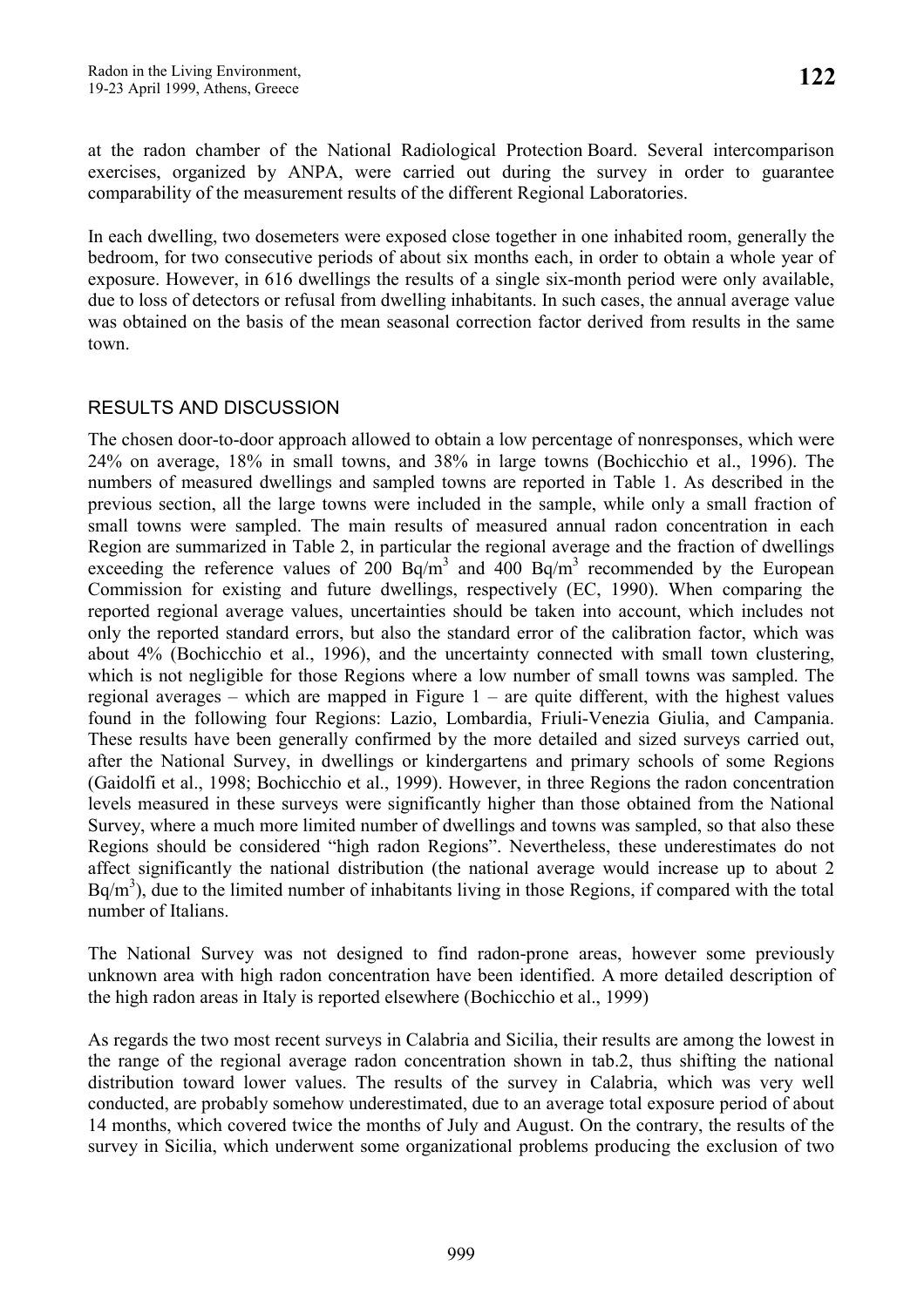at the radon chamber of the National Radiological Protection Board. Several intercomparison exercises, organized by ANPA, were carried out during the survey in order to guarantee comparability of the measurement results of the different Regional Laboratories.

In each dwelling, two dosemeters were exposed close together in one inhabited room, generally the bedroom, for two consecutive periods of about six months each, in order to obtain a whole year of exposure. However, in 616 dwellings the results of a single six-month period were only available, due to loss of detectors or refusal from dwelling inhabitants. In such cases, the annual average value was obtained on the basis of the mean seasonal correction factor derived from results in the same town.

## RESULTS AND DISCUSSION

The chosen door-to-door approach allowed to obtain a low percentage of nonresponses, which were 24% on average, 18% in small towns, and 38% in large towns (Bochicchio et al., 1996). The numbers of measured dwellings and sampled towns are reported in Table 1. As described in the previous section, all the large towns were included in the sample, while only a small fraction of small towns were sampled. The main results of measured annual radon concentration in each Region are summarized in Table 2, in particular the regional average and the fraction of dwellings exceeding the reference values of 200 Bq/m$^3$ and 400 Bq/m$^3$ recommended by the European Commission for existing and future dwellings, respectively (EC, 1990). When comparing the reported regional average values, uncertainties should be taken into account, which includes not only the reported standard errors, but also the standard error of the calibration factor, which was about 4% (Bochicchio et al., 1996), and the uncertainty connected with small town clustering, which is not negligible for those Regions where a low number of small towns was sampled. The regional averages – which are mapped in Figure 1 – are quite different, with the highest values found in the following four Regions: Lazio, Lombardia, Friuli-Venezia Giulia, and Campania. These results have been generally confirmed by the more detailed and sized surveys carried out, after the National Survey, in dwellings or kindergartens and primary schools of some Regions (Gaidolfi et al., 1998; Bochicchio et al., 1999). However, in three Regions the radon concentration levels measured in these surveys were significantly higher than those obtained from the National Survey, where a much more limited number of dwellings and towns was sampled, so that also these Regions should be considered "high radon Regions". Nevertheless, these underestimates do not affect significantly the national distribution (the national average would increase up to about 2 Bq/m$^3$), due to the limited number of inhabitants living in those Regions, if compared with the total number of Italians.

The National Survey was not designed to find radon-prone areas, however some previously unknown area with high radon concentration have been identified. A more detailed description of the high radon areas in Italy is reported elsewhere (Bochicchio et al., 1999)

As regards the two most recent surveys in Calabria and Sicilia, their results are among the lowest in the range of the regional average radon concentration shown in tab.2, thus shifting the national distribution toward lower values. The results of the survey in Calabria, which was very well conducted, are probably somehow underestimated, due to an average total exposure period of about 14 months, which covered twice the months of July and August. On the contrary, the results of the survey in Sicilia, which underwent some organizational problems producing the exclusion of two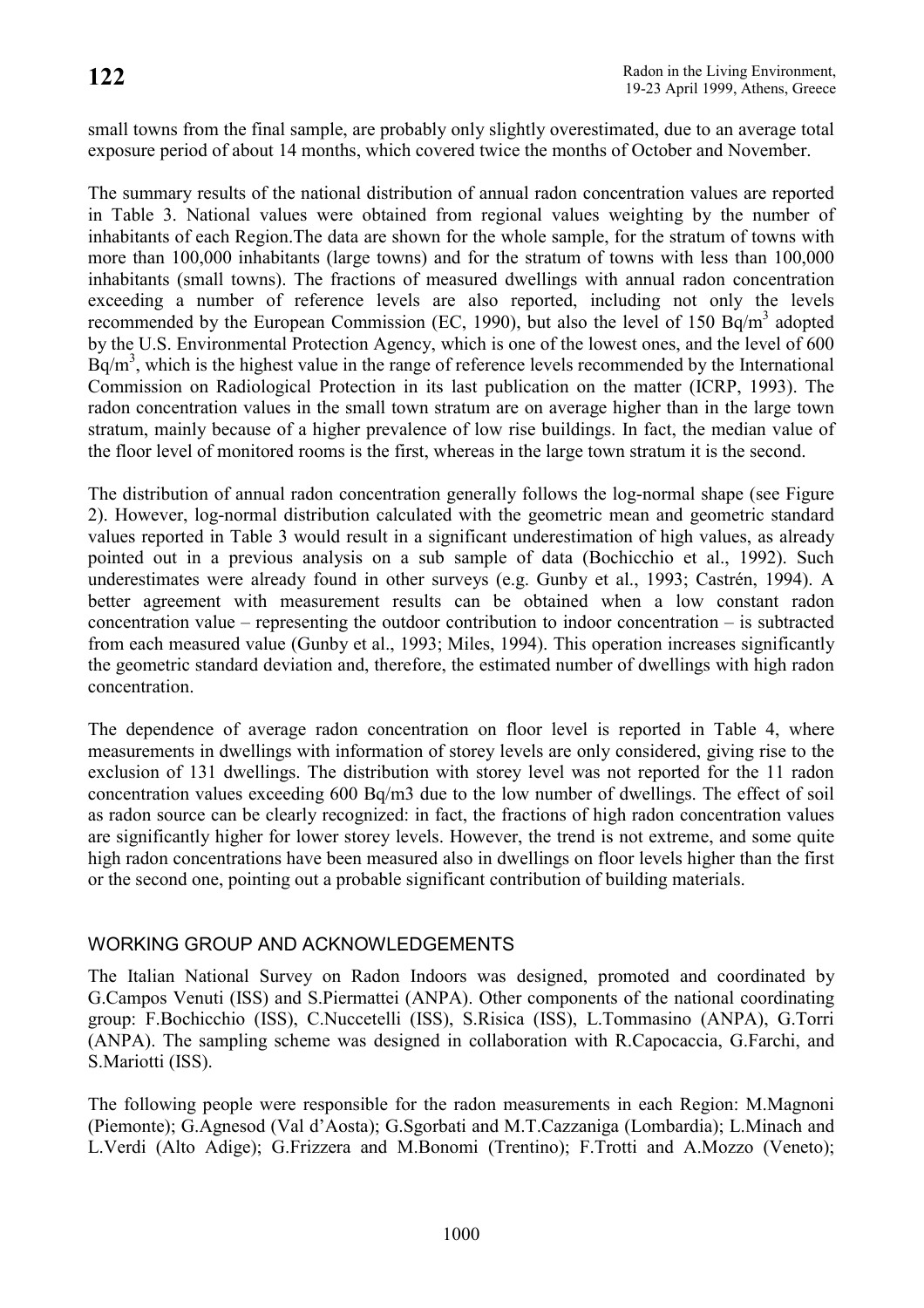small towns from the final sample, are probably only slightly overestimated, due to an average total exposure period of about 14 months, which covered twice the months of October and November.

The summary results of the national distribution of annual radon concentration values are reported in Table 3. National values were obtained from regional values weighting by the number of inhabitants of each Region.The data are shown for the whole sample, for the stratum of towns with more than 100,000 inhabitants (large towns) and for the stratum of towns with less than 100,000 inhabitants (small towns). The fractions of measured dwellings with annual radon concentration exceeding a number of reference levels are also reported, including not only the levels recommended by the European Commission (EC, 1990), but also the level of 150 Bq/m$^3$ adopted by the U.S. Environmental Protection Agency, which is one of the lowest ones, and the level of 600 Bq/m$^3$, which is the highest value in the range of reference levels recommended by the International Commission on Radiological Protection in its last publication on the matter (ICRP, 1993). The radon concentration values in the small town stratum are on average higher than in the large town stratum, mainly because of a higher prevalence of low rise buildings. In fact, the median value of the floor level of monitored rooms is the first, whereas in the large town stratum it is the second.

The distribution of annual radon concentration generally follows the log-normal shape (see Figure 2). However, log-normal distribution calculated with the geometric mean and geometric standard values reported in Table 3 would result in a significant underestimation of high values, as already pointed out in a previous analysis on a sub sample of data (Bochicchio et al., 1992). Such underestimates were already found in other surveys (e.g. Gunby et al., 1993; Castrén, 1994). A better agreement with measurement results can be obtained when a low constant radon concentration value – representing the outdoor contribution to indoor concentration – is subtracted from each measured value (Gunby et al., 1993; Miles, 1994). This operation increases significantly the geometric standard deviation and, therefore, the estimated number of dwellings with high radon concentration.

The dependence of average radon concentration on floor level is reported in Table 4, where measurements in dwellings with information of storey levels are only considered, giving rise to the exclusion of 131 dwellings. The distribution with storey level was not reported for the 11 radon concentration values exceeding 600 Bq/m3 due to the low number of dwellings. The effect of soil as radon source can be clearly recognized: in fact, the fractions of high radon concentration values are significantly higher for lower storey levels. However, the trend is not extreme, and some quite high radon concentrations have been measured also in dwellings on floor levels higher than the first or the second one, pointing out a probable significant contribution of building materials.

## WORKING GROUP AND ACKNOWLEDGEMENTS

The Italian National Survey on Radon Indoors was designed, promoted and coordinated by G.Campos Venuti (ISS) and S.Piermattei (ANPA). Other components of the national coordinating group: F.Bochicchio (ISS), C.Nuccetelli (ISS), S.Risica (ISS), L.Tommasino (ANPA), G.Torri (ANPA). The sampling scheme was designed in collaboration with R.Capocaccia, G.Farchi, and S.Mariotti (ISS).

The following people were responsible for the radon measurements in each Region: M.Magnoni (Piemonte); G.Agnesod (Val d'Aosta); G.Sgorbati and M.T.Cazzaniga (Lombardia); L.Minach and L.Verdi (Alto Adige); G.Frizzera and M.Bonomi (Trentino); F.Trotti and A.Mozzo (Veneto);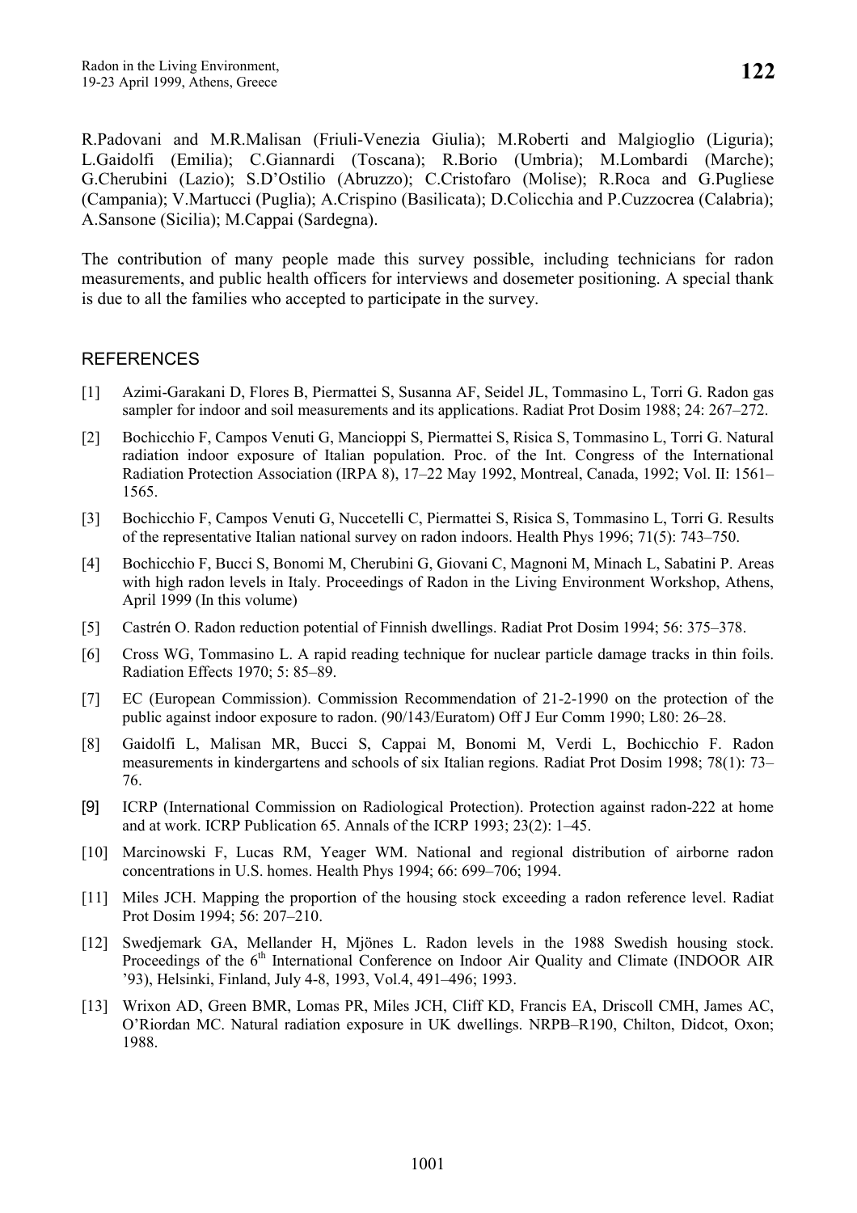R.Padovani and M.R.Malisan (Friuli-Venezia Giulia); M.Roberti and Malgioglio (Liguria); L.Gaidolfi (Emilia); C.Giannardi (Toscana); R.Borio (Umbria); M.Lombardi (Marche); G.Cherubini (Lazio); S.D'Ostilio (Abruzzo); C.Cristofaro (Molise); R.Roca and G.Pugliese (Campania); V.Martucci (Puglia); A.Crispino (Basilicata); D.Colicchia and P.Cuzzocrea (Calabria); A.Sansone (Sicilia); M.Cappai (Sardegna).

The contribution of many people made this survey possible, including technicians for radon measurements, and public health officers for interviews and dosemeter positioning. A special thank is due to all the families who accepted to participate in the survey.

## REFERENCES

[1] Azimi-Garakani D, Flores B, Piermattei S, Susanna AF, Seidel JL, Tommasino L, Torri G. Radon gas sampler for indoor and soil measurements and its applications. Radiat Prot Dosim 1988; 24: 267–272.

[2] Bochicchio F, Campos Venuti G, Mancioppi S, Piermattei S, Risica S, Tommasino L, Torri G. Natural radiation indoor exposure of Italian population. Proc. of the Int. Congress of the International Radiation Protection Association (IRPA 8), 17–22 May 1992, Montreal, Canada, 1992; Vol. II: 1561–1565.

[3] Bochicchio F, Campos Venuti G, Nuccetelli C, Piermattei S, Risica S, Tommasino L, Torri G. Results of the representative Italian national survey on radon indoors. Health Phys 1996; 71(5): 743–750.

[4] Bochicchio F, Bucci S, Bonomi M, Cherubini G, Giovani C, Magnoni M, Minach L, Sabatini P. Areas with high radon levels in Italy. Proceedings of Radon in the Living Environment Workshop, Athens, April 1999 (In this volume)

[5] Castrén O. Radon reduction potential of Finnish dwellings. Radiat Prot Dosim 1994; 56: 375–378.

[6] Cross WG, Tommasino L. A rapid reading technique for nuclear particle damage tracks in thin foils. Radiation Effects 1970; 5: 85–89.

[7] EC (European Commission). Commission Recommendation of 21-2-1990 on the protection of the public against indoor exposure to radon. (90/143/Euratom) Off J Eur Comm 1990; L80: 26–28.

[8] Gaidolfi L, Malisan MR, Bucci S, Cappai M, Bonomi M, Verdi L, Bochicchio F. Radon measurements in kindergartens and schools of six Italian regions. Radiat Prot Dosim 1998; 78(1): 73–76.

[9] ICRP (International Commission on Radiological Protection). Protection against radon-222 at home and at work. ICRP Publication 65. Annals of the ICRP 1993; 23(2): 1–45.

[10] Marcinowski F, Lucas RM, Yeager WM. National and regional distribution of airborne radon concentrations in U.S. homes. Health Phys 1994; 66: 699–706; 1994.

[11] Miles JCH. Mapping the proportion of the housing stock exceeding a radon reference level. Radiat Prot Dosim 1994; 56: 207–210.

[12] Swedjemark GA, Mellander H, Mjönes L. Radon levels in the 1988 Swedish housing stock. Proceedings of the 6th International Conference on Indoor Air Quality and Climate (INDOOR AIR '93), Helsinki, Finland, July 4-8, 1993, Vol.4, 491–496; 1993.

[13] Wrixon AD, Green BMR, Lomas PR, Miles JCH, Cliff KD, Francis EA, Driscoll CMH, James AC, O'Riordan MC. Natural radiation exposure in UK dwellings. NRPB–R190, Chilton, Didcot, Oxon; 1988.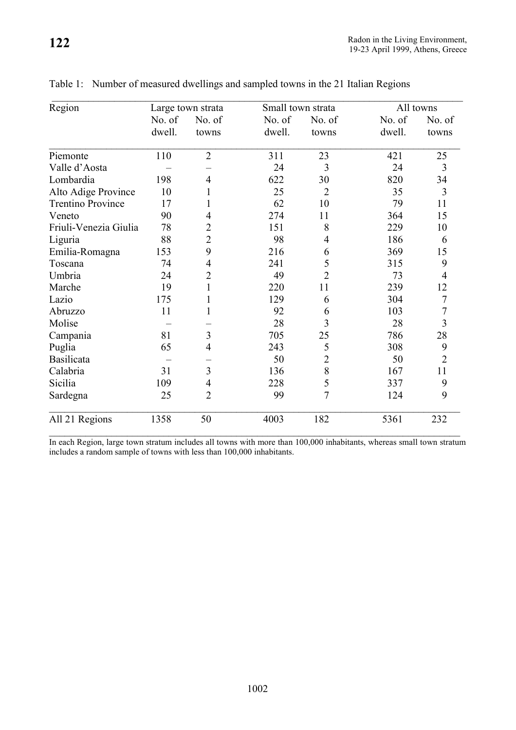Table 1: Number of measured dwellings and sampled towns in the 21 Italian Regions

| Region | Large town strata | | Small town strata | | All towns | |
|---|---|---|---|---|---|---|
| | No. of dwell. | No. of towns | No. of dwell. | No. of towns | No. of dwell. | No. of towns |
| Piemonte | 110 | 2 | 311 | 23 | 421 | 25 |
| Valle d'Aosta | – | – | 24 | 3 | 24 | 3 |
| Lombardia | 198 | 4 | 622 | 30 | 820 | 34 |
| Alto Adige Province | 10 | 1 | 25 | 2 | 35 | 3 |
| Trentino Province | 17 | 1 | 62 | 10 | 79 | 11 |
| Veneto | 90 | 4 | 274 | 11 | 364 | 15 |
| Friuli-Venezia Giulia | 78 | 2 | 151 | 8 | 229 | 10 |
| Liguria | 88 | 2 | 98 | 4 | 186 | 6 |
| Emilia-Romagna | 153 | 9 | 216 | 6 | 369 | 15 |
| Toscana | 74 | 4 | 241 | 5 | 315 | 9 |
| Umbria | 24 | 2 | 49 | 2 | 73 | 4 |
| Marche | 19 | 1 | 220 | 11 | 239 | 12 |
| Lazio | 175 | 1 | 129 | 6 | 304 | 7 |
| Abruzzo | 11 | 1 | 92 | 6 | 103 | 7 |
| Molise | – | – | 28 | 3 | 28 | 3 |
| Campania | 81 | 3 | 705 | 25 | 786 | 28 |
| Puglia | 65 | 4 | 243 | 5 | 308 | 9 |
| Basilicata | – | – | 50 | 2 | 50 | 2 |
| Calabria | 31 | 3 | 136 | 8 | 167 | 11 |
| Sicilia | 109 | 4 | 228 | 5 | 337 | 9 |
| Sardegna | 25 | 2 | 99 | 7 | 124 | 9 |
| All 21 Regions | 1358 | 50 | 4003 | 182 | 5361 | 232 |

In each Region, large town stratum includes all towns with more than 100,000 inhabitants, whereas small town stratum includes a random sample of towns with less than 100,000 inhabitants.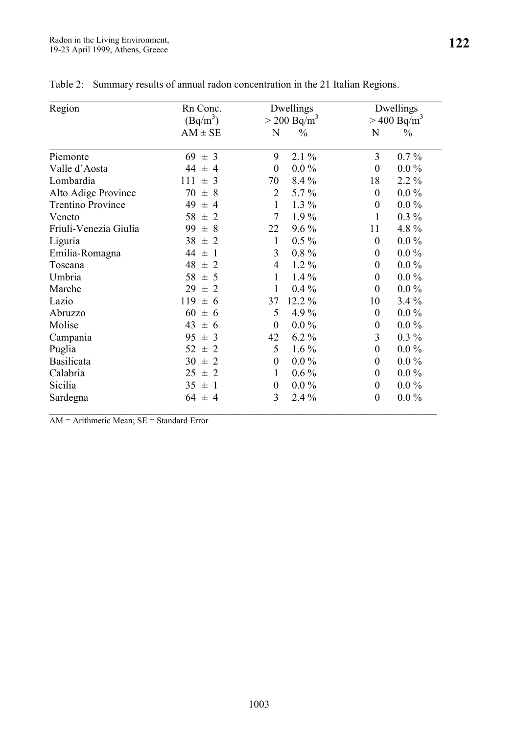Table 2: Summary results of annual radon concentration in the 21 Italian Regions.

| Region | Rn Conc. ($Bq/m^3$) | Dwellings $> 200\ Bq/m^3$ | | Dwellings $> 400\ Bq/m^3$ | |
|---|---|---|---|---|---|
| | AM ± SE | N | % | N | % |
| Piemonte | 69 ± 3 | 9 | 2.1 % | 3 | 0.7 % |
| Valle d'Aosta | 44 ± 4 | 0 | 0.0 % | 0 | 0.0 % |
| Lombardia | 111 ± 3 | 70 | 8.4 % | 18 | 2.2 % |
| Alto Adige Province | 70 ± 8 | 2 | 5.7 % | 0 | 0.0 % |
| Trentino Province | 49 ± 4 | 1 | 1.3 % | 0 | 0.0 % |
| Veneto | 58 ± 2 | 7 | 1.9 % | 1 | 0.3 % |
| Friuli-Venezia Giulia | 99 ± 8 | 22 | 9.6 % | 11 | 4.8 % |
| Liguria | 38 ± 2 | 1 | 0.5 % | 0 | 0.0 % |
| Emilia-Romagna | 44 ± 1 | 3 | 0.8 % | 0 | 0.0 % |
| Toscana | 48 ± 2 | 4 | 1.2 % | 0 | 0.0 % |
| Umbria | 58 ± 5 | 1 | 1.4 % | 0 | 0.0 % |
| Marche | 29 ± 2 | 1 | 0.4 % | 0 | 0.0 % |
| Lazio | 119 ± 6 | 37 | 12.2 % | 10 | 3.4 % |
| Abruzzo | 60 ± 6 | 5 | 4.9 % | 0 | 0.0 % |
| Molise | 43 ± 6 | 0 | 0.0 % | 0 | 0.0 % |
| Campania | 95 ± 3 | 42 | 6.2 % | 3 | 0.3 % |
| Puglia | 52 ± 2 | 5 | 1.6 % | 0 | 0.0 % |
| Basilicata | 30 ± 2 | 0 | 0.0 % | 0 | 0.0 % |
| Calabria | 25 ± 2 | 1 | 0.6 % | 0 | 0.0 % |
| Sicilia | 35 ± 1 | 0 | 0.0 % | 0 | 0.0 % |
| Sardegna | 64 ± 4 | 3 | 2.4 % | 0 | 0.0 % |

AM = Arithmetic Mean; SE = Standard Error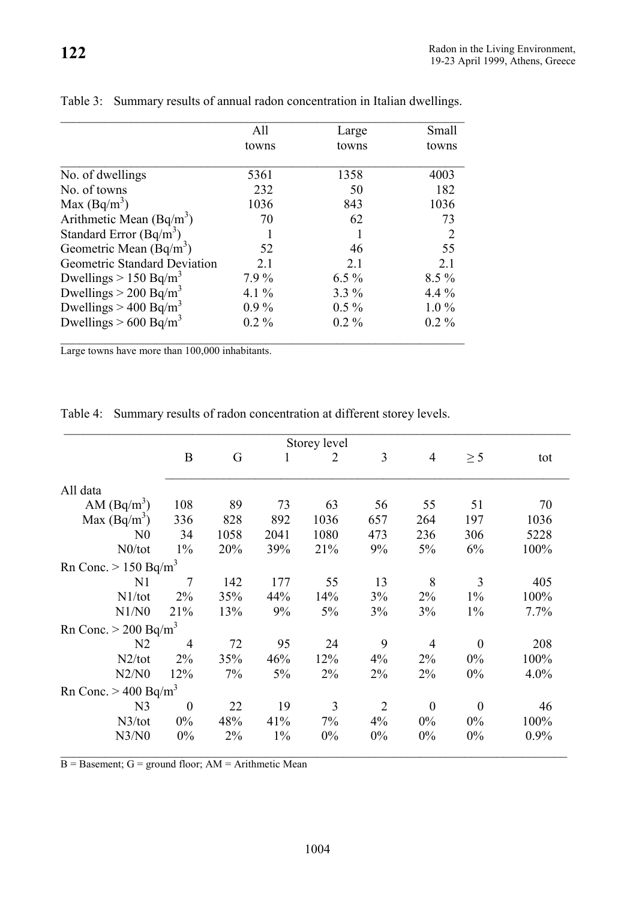Table 3: Summary results of annual radon concentration in Italian dwellings.

| | All towns | Large towns | Small towns |
|---|---|---|---|
| No. of dwellings | 5361 | 1358 | 4003 |
| No. of towns | 232 | 50 | 182 |
| Max (Bq/m$^3$) | 1036 | 843 | 1036 |
| Arithmetic Mean (Bq/m$^3$) | 70 | 62 | 73 |
| Standard Error (Bq/m$^3$) | 1 | 1 | 2 |
| Geometric Mean (Bq/m$^3$) | 52 | 46 | 55 |
| Geometric Standard Deviation | 2.1 | 2.1 | 2.1 |
| Dwellings > 150 Bq/m$^3$ | 7.9 % | 6.5 % | 8.5 % |
| Dwellings > 200 Bq/m$^3$ | 4.1 % | 3.3 % | 4.4 % |
| Dwellings > 400 Bq/m$^3$ | 0.9 % | 0.5 % | 1.0 % |
| Dwellings > 600 Bq/m$^3$ | 0.2 % | 0.2 % | 0.2 % |

Large towns have more than 100,000 inhabitants.

Table 4: Summary results of radon concentration at different storey levels.

| | Storey level | | | | | | | |
|---|---|---|---|---|---|---|---|---|
| | B | G | 1 | 2 | 3 | 4 | ≥ 5 | tot |
| **All data** | | | | | | | | |
| AM (Bq/m$^3$) | 108 | 89 | 73 | 63 | 56 | 55 | 51 | 70 |
| Max (Bq/m$^3$) | 336 | 828 | 892 | 1036 | 657 | 264 | 197 | 1036 |
| N0 | 34 | 1058 | 2041 | 1080 | 473 | 236 | 306 | 5228 |
| N0/tot | 1% | 20% | 39% | 21% | 9% | 5% | 6% | 100% |
| **Rn Conc. > 150 Bq/m$^3$** | | | | | | | | |
| N1 | 7 | 142 | 177 | 55 | 13 | 8 | 3 | 405 |
| N1/tot | 2% | 35% | 44% | 14% | 3% | 2% | 1% | 100% |
| N1/N0 | 21% | 13% | 9% | 5% | 3% | 3% | 1% | 7.7% |
| **Rn Conc. > 200 Bq/m$^3$** | | | | | | | | |
| N2 | 4 | 72 | 95 | 24 | 9 | 4 | 0 | 208 |
| N2/tot | 2% | 35% | 46% | 12% | 4% | 2% | 0% | 100% |
| N2/N0 | 12% | 7% | 5% | 2% | 2% | 2% | 0% | 4.0% |
| **Rn Conc. > 400 Bq/m$^3$** | | | | | | | | |
| N3 | 0 | 22 | 19 | 3 | 2 | 0 | 0 | 46 |
| N3/tot | 0% | 48% | 41% | 7% | 4% | 0% | 0% | 100% |
| N3/N0 | 0% | 2% | 1% | 0% | 0% | 0% | 0% | 0.9% |

B = Basement; G = ground floor; AM = Arithmetic Mean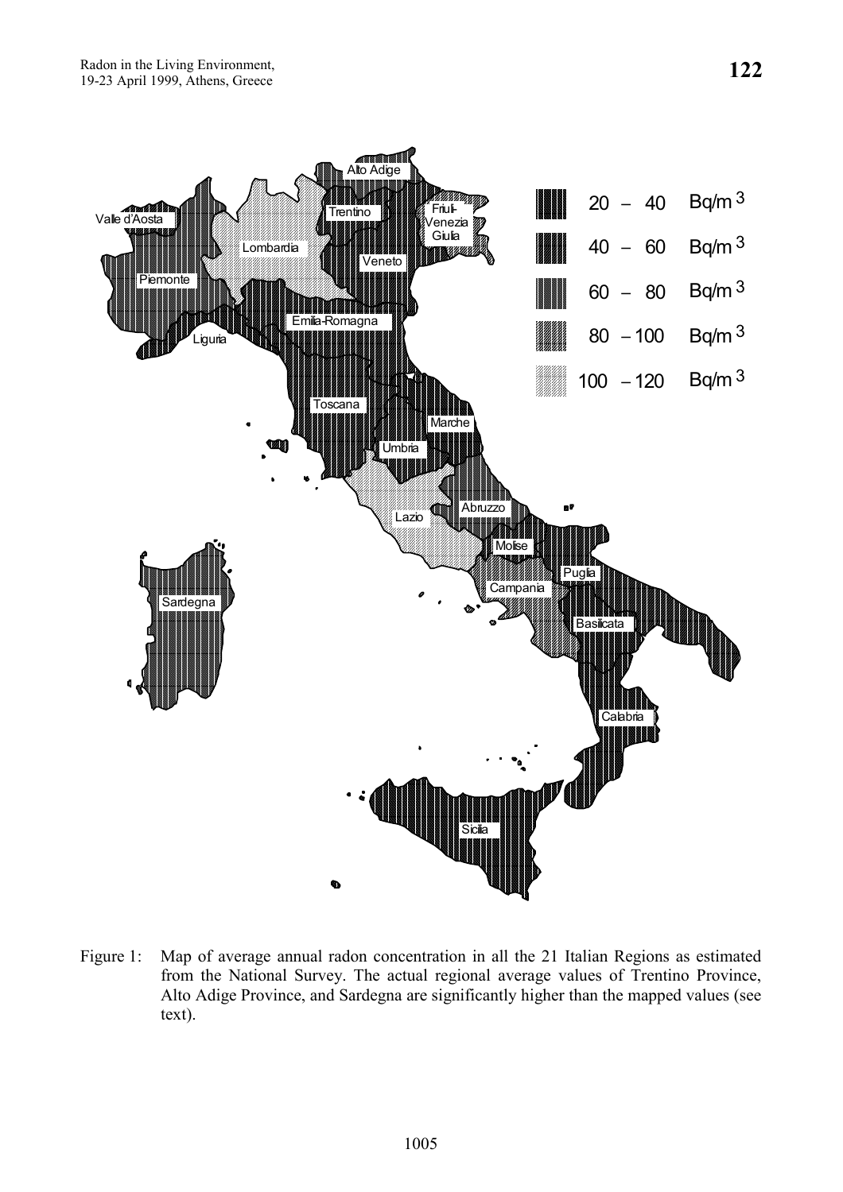Figure 1: Map of average annual radon concentration in all the 21 Italian Regions as estimated from the National Survey. The actual regional average values of Trentino Province, Alto Adige Province, and Sardegna are significantly higher than the mapped values (see text).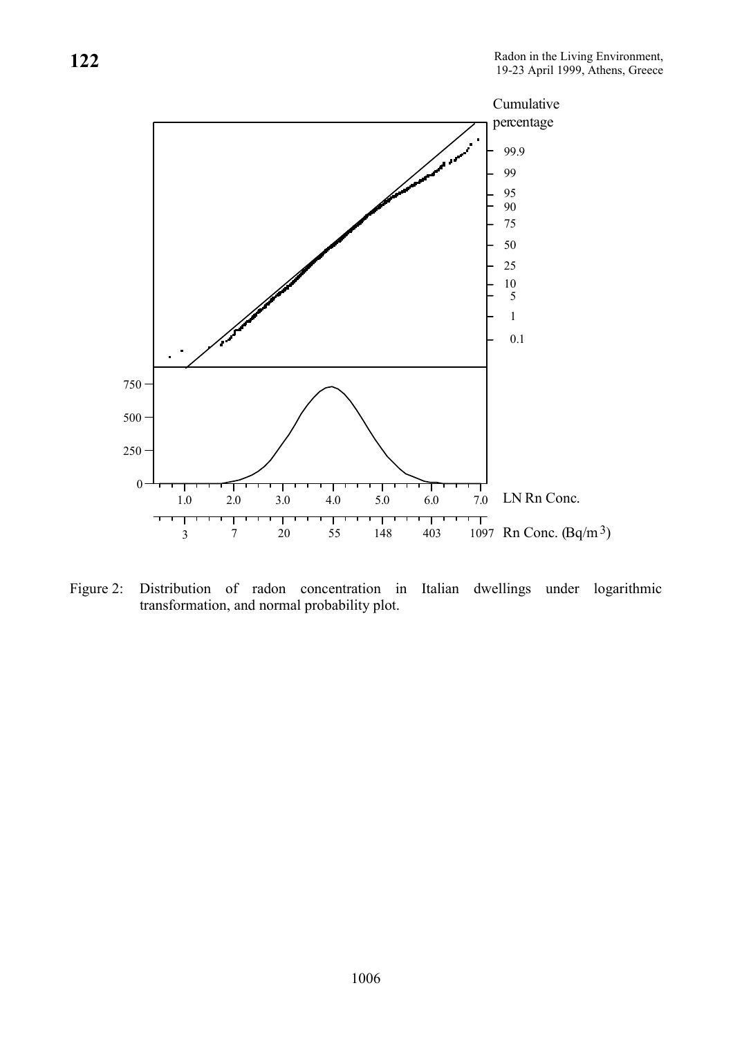Cumulative percentage

99.9

99

95

90

75

50

25

10

5

1

0.1

750

500

250

0

1.0 2.0 3.0 4.0 5.0 6.0 7.0 LN Rn Conc.

3 7 20 55 148 403 1097 Rn Conc. (Bq/m$^3$)

Figure 2: Distribution of radon concentration in Italian dwellings under logarithmic transformation, and normal probability plot.